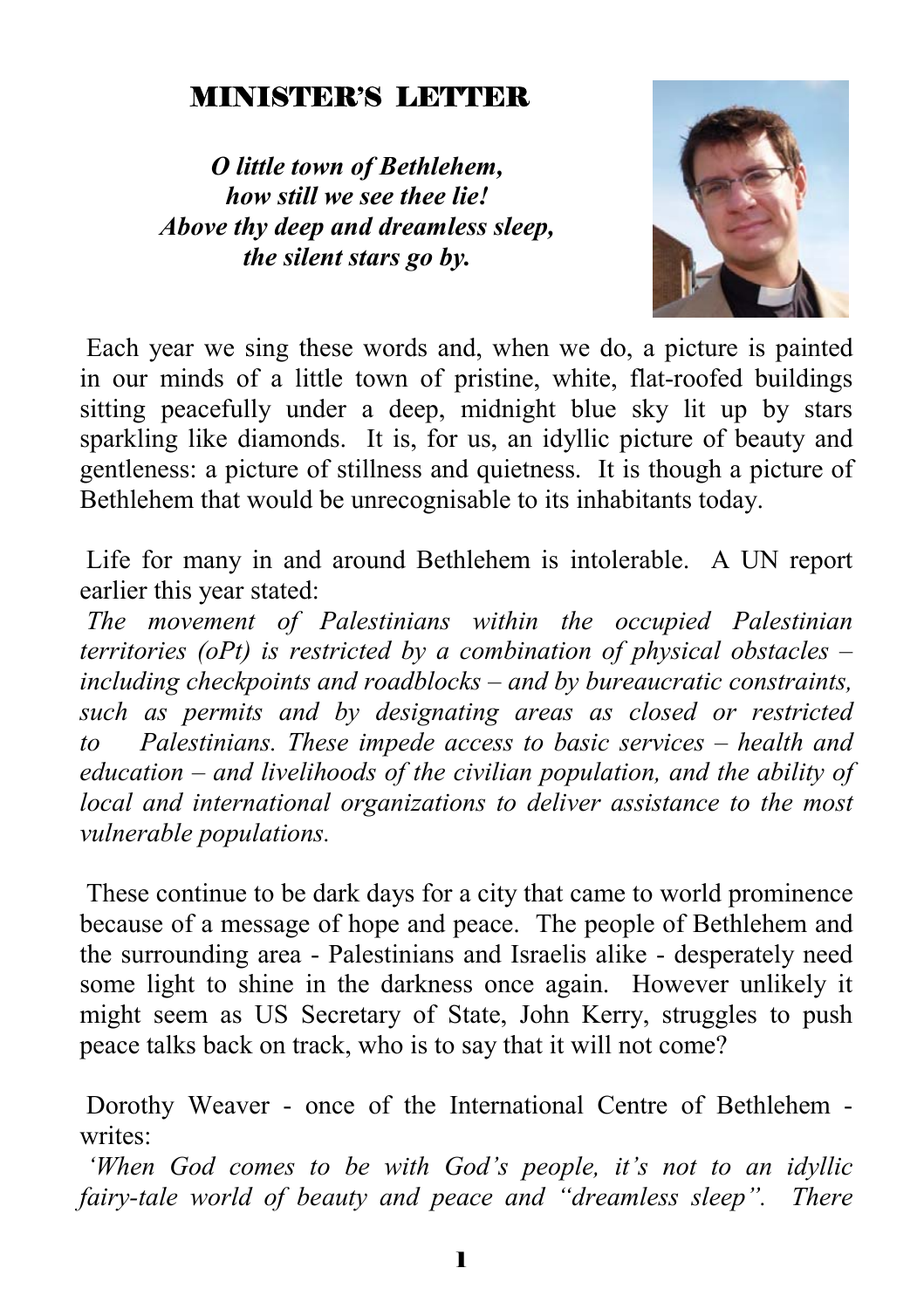# MINISTER'S LETTER

***O little town of Bethlehem,***
***how still we see thee lie!***
***Above thy deep and dreamless sleep,***
***the silent stars go by.***

Each year we sing these words and, when we do, a picture is painted in our minds of a little town of pristine, white, flat-roofed buildings sitting peacefully under a deep, midnight blue sky lit up by stars sparkling like diamonds. It is, for us, an idyllic picture of beauty and gentleness: a picture of stillness and quietness. It is though a picture of Bethlehem that would be unrecognisable to its inhabitants today.

Life for many in and around Bethlehem is intolerable. A UN report earlier this year stated:

*The movement of Palestinians within the occupied Palestinian territories (oPt) is restricted by a combination of physical obstacles – including checkpoints and roadblocks – and by bureaucratic constraints, such as permits and by designating areas as closed or restricted to Palestinians. These impede access to basic services – health and education – and livelihoods of the civilian population, and the ability of local and international organizations to deliver assistance to the most vulnerable populations.*

These continue to be dark days for a city that came to world prominence because of a message of hope and peace. The people of Bethlehem and the surrounding area - Palestinians and Israelis alike - desperately need some light to shine in the darkness once again. However unlikely it might seem as US Secretary of State, John Kerry, struggles to push peace talks back on track, who is to say that it will not come?

Dorothy Weaver - once of the International Centre of Bethlehem - writes:

*'When God comes to be with God's people, it's not to an idyllic fairy-tale world of beauty and peace and "dreamless sleep". There*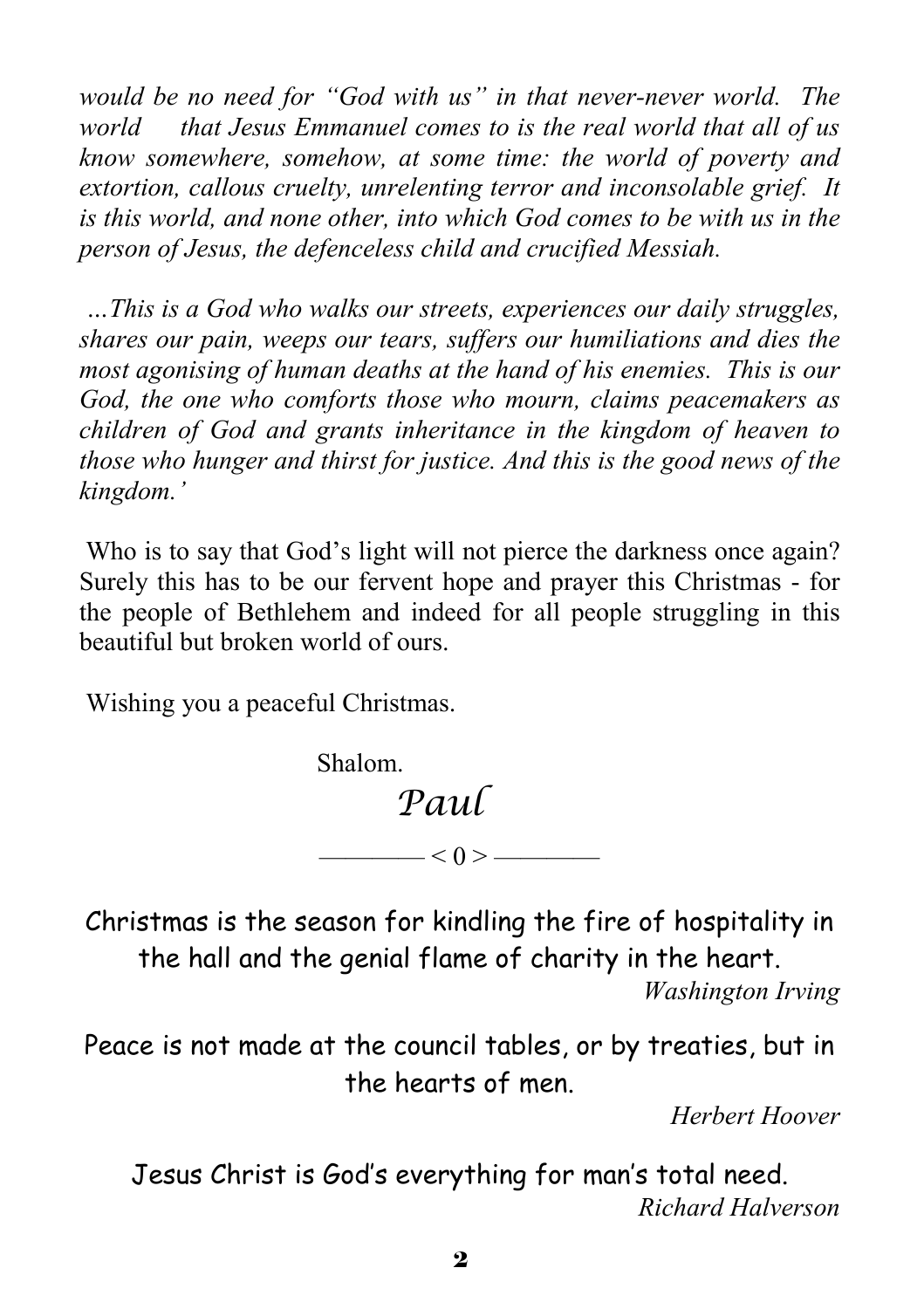*would be no need for "God with us" in that never-never world. The world that Jesus Emmanuel comes to is the real world that all of us know somewhere, somehow, at some time: the world of poverty and extortion, callous cruelty, unrelenting terror and inconsolable grief. It is this world, and none other, into which God comes to be with us in the person of Jesus, the defenceless child and crucified Messiah.*

*…This is a God who walks our streets, experiences our daily struggles, shares our pain, weeps our tears, suffers our humiliations and dies the most agonising of human deaths at the hand of his enemies. This is our God, the one who comforts those who mourn, claims peacemakers as children of God and grants inheritance in the kingdom of heaven to those who hunger and thirst for justice. And this is the good news of the kingdom.'*

Who is to say that God's light will not pierce the darkness once again? Surely this has to be our fervent hope and prayer this Christmas - for the people of Bethlehem and indeed for all people struggling in this beautiful but broken world of ours.

Wishing you a peaceful Christmas.

Shalom.

*Paul*

———— < 0 > ————

Christmas is the season for kindling the fire of hospitality in the hall and the genial flame of charity in the heart.

*Washington Irving*

Peace is not made at the council tables, or by treaties, but in the hearts of men.

*Herbert Hoover*

Jesus Christ is God's everything for man's total need.

*Richard Halverson*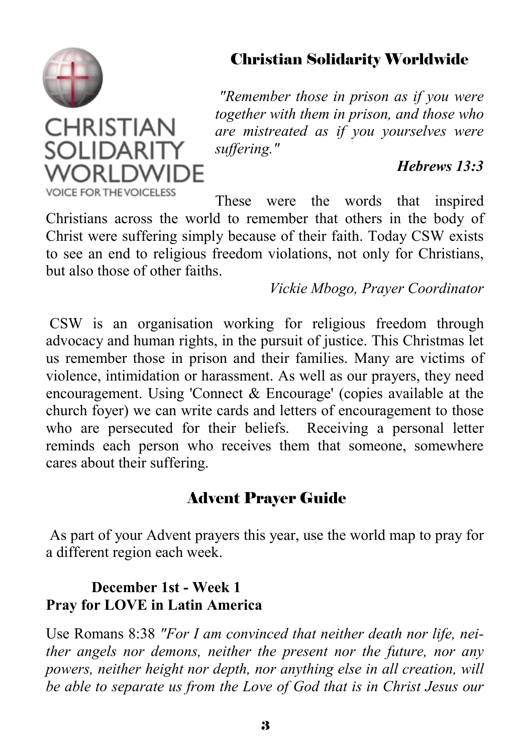## Christian Solidarity Worldwide

CHRISTIAN SOLIDARITY WORLDWIDE
VOICE FOR THE VOICELESS

*"Remember those in prison as if you were together with them in prison, and those who are mistreated as if you yourselves were suffering."*

***Hebrews 13:3***

These were the words that inspired Christians across the world to remember that others in the body of Christ were suffering simply because of their faith. Today CSW exists to see an end to religious freedom violations, not only for Christians, but also those of other faiths.

*Vickie Mbogo, Prayer Coordinator*

CSW is an organisation working for religious freedom through advocacy and human rights, in the pursuit of justice. This Christmas let us remember those in prison and their families. Many are victims of violence, intimidation or harassment. As well as our prayers, they need encouragement. Using 'Connect & Encourage' (copies available at the church foyer) we can write cards and letters of encouragement to those who are persecuted for their beliefs. Receiving a personal letter reminds each person who receives them that someone, somewhere cares about their suffering.

## Advent Prayer Guide

As part of your Advent prayers this year, use the world map to pray for a different region each week.

**December 1st - Week 1**
**Pray for LOVE in Latin America**

Use Romans 8:38 *"For I am convinced that neither death nor life, neither angels nor demons, neither the present nor the future, nor any powers, neither height nor depth, nor anything else in all creation, will be able to separate us from the Love of God that is in Christ Jesus our*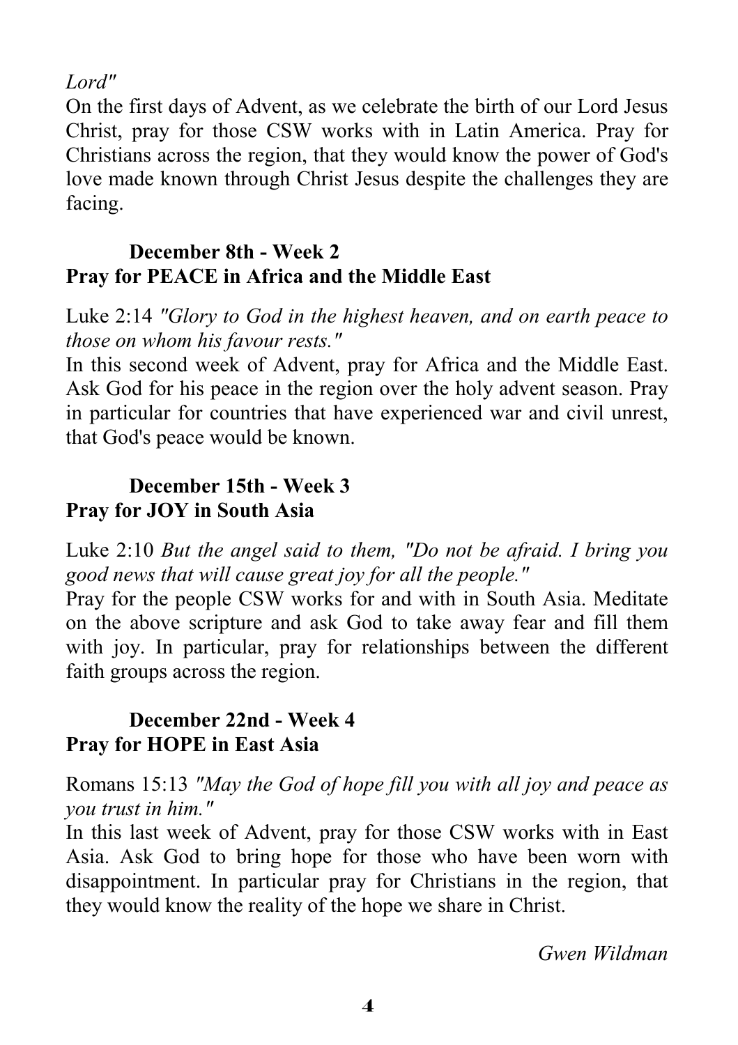*Lord"*

On the first days of Advent, as we celebrate the birth of our Lord Jesus Christ, pray for those CSW works with in Latin America. Pray for Christians across the region, that they would know the power of God's love made known through Christ Jesus despite the challenges they are facing.

**December 8th - Week 2**
**Pray for PEACE in Africa and the Middle East**

Luke 2:14 *"Glory to God in the highest heaven, and on earth peace to those on whom his favour rests."*

In this second week of Advent, pray for Africa and the Middle East. Ask God for his peace in the region over the holy advent season. Pray in particular for countries that have experienced war and civil unrest, that God's peace would be known.

**December 15th - Week 3**
**Pray for JOY in South Asia**

Luke 2:10 *But the angel said to them, "Do not be afraid. I bring you good news that will cause great joy for all the people."*

Pray for the people CSW works for and with in South Asia. Meditate on the above scripture and ask God to take away fear and fill them with joy. In particular, pray for relationships between the different faith groups across the region.

**December 22nd - Week 4**
**Pray for HOPE in East Asia**

Romans 15:13 *"May the God of hope fill you with all joy and peace as you trust in him."*

In this last week of Advent, pray for those CSW works with in East Asia. Ask God to bring hope for those who have been worn with disappointment. In particular pray for Christians in the region, that they would know the reality of the hope we share in Christ.

*Gwen Wildman*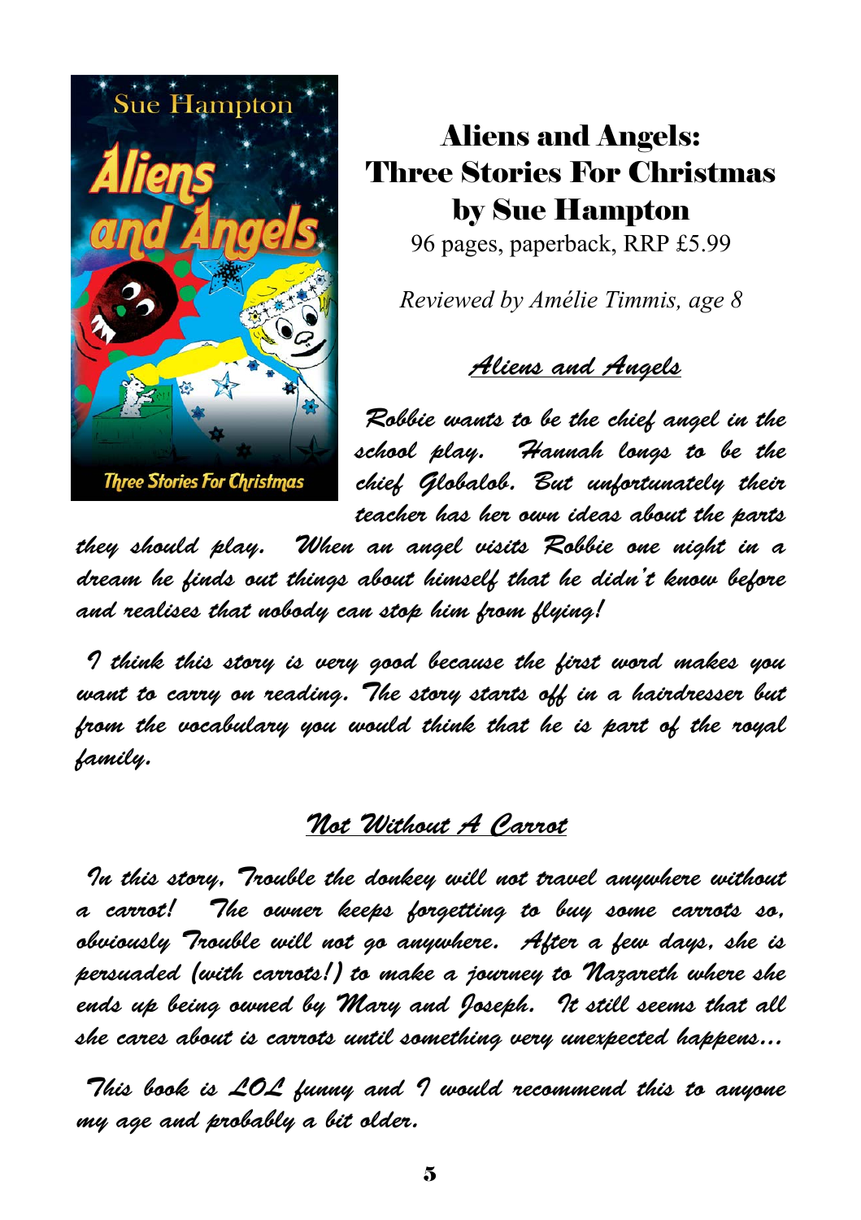# Aliens and Angels: Three Stories For Christmas by Sue Hampton

96 pages, paperback, RRP £5.99

*Reviewed by Amélie Timmis, age 8*

## *Aliens and Angels*

*Robbie wants to be the chief angel in the school play. Hannah longs to be the chief Globalob. But unfortunately their teacher has her own ideas about the parts they should play. When an angel visits Robbie one night in a dream he finds out things about himself that he didn't know before and realises that nobody can stop him from flying!*

*I think this story is very good because the first word makes you want to carry on reading. The story starts off in a hairdresser but from the vocabulary you would think that he is part of the royal family.*

## *Not Without A Carrot*

*In this story, Trouble the donkey will not travel anywhere without a carrot! The owner keeps forgetting to buy some carrots so, obviously Trouble will not go anywhere. After a few days, she is persuaded (with carrots!) to make a journey to Nazareth where she ends up being owned by Mary and Joseph. It still seems that all she cares about is carrots until something very unexpected happens...*

*This book is LOL funny and I would recommend this to anyone my age and probably a bit older.*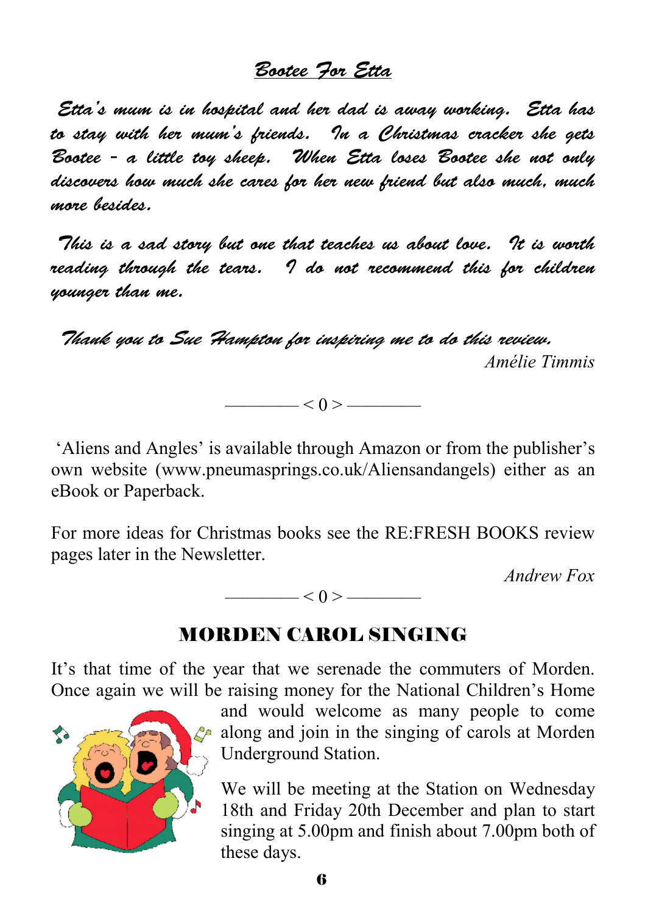## *Bootee For Etta*

*Etta's mum is in hospital and her dad is away working. Etta has to stay with her mum's friends. In a Christmas cracker she gets Bootee – a little toy sheep. When Etta loses Bootee she not only discovers how much she cares for her new friend but also much, much more besides.*

*This is a sad story but one that teaches us about love. It is worth reading through the tears. I do not recommend this for children younger than me.*

*Thank you to Sue Hampton for inspiring me to do this review.*

*Amélie Timmis*

———— < 0 > ————

'Aliens and Angles' is available through Amazon or from the publisher's own website (www.pneumasprings.co.uk/Aliensandangels) either as an eBook or Paperback.

For more ideas for Christmas books see the RE:FRESH BOOKS review pages later in the Newsletter.

*Andrew Fox*

———— < 0 > ————

## MORDEN CAROL SINGING

It's that time of the year that we serenade the commuters of Morden. Once again we will be raising money for the National Children's Home and would welcome as many people to come along and join in the singing of carols at Morden Underground Station.

We will be meeting at the Station on Wednesday 18th and Friday 20th December and plan to start singing at 5.00pm and finish about 7.00pm both of these days.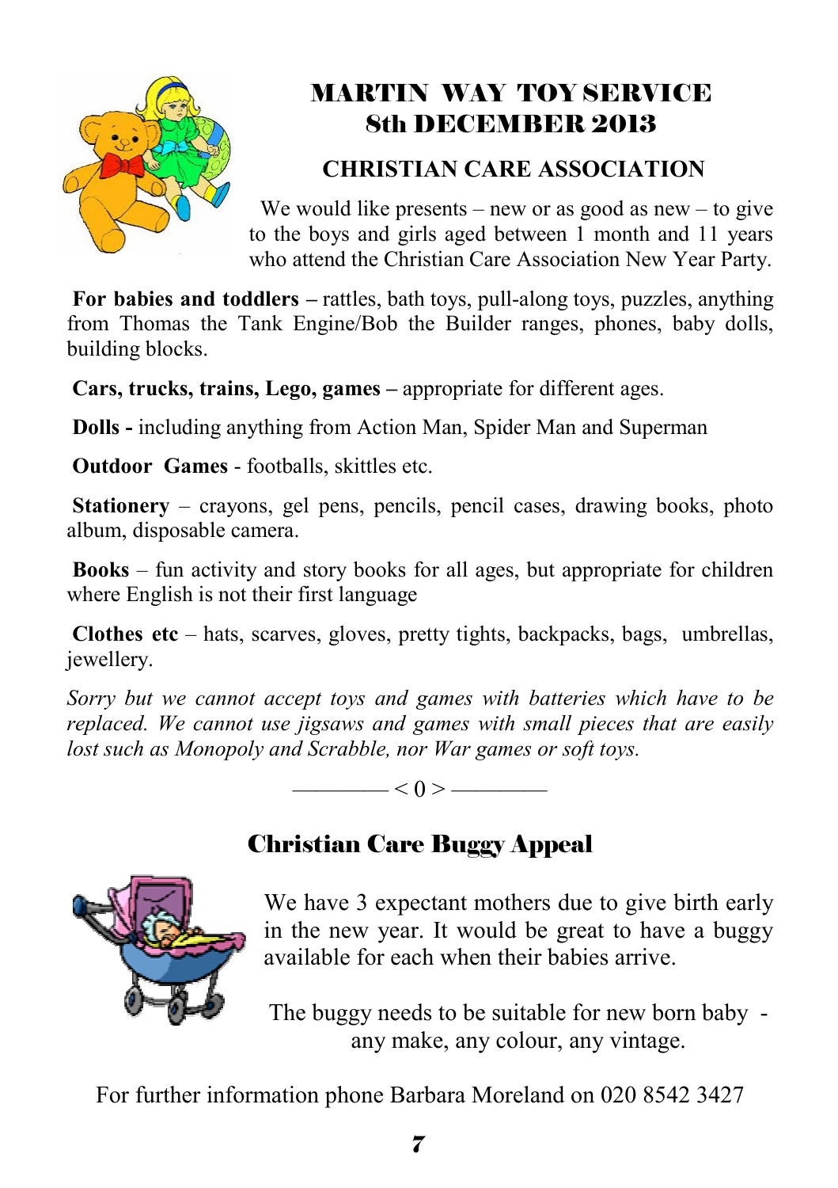## MARTIN WAY TOY SERVICE
## 8th DECEMBER 2013

### CHRISTIAN CARE ASSOCIATION

We would like presents – new or as good as new – to give to the boys and girls aged between 1 month and 11 years who attend the Christian Care Association New Year Party.

**For babies and toddlers –** rattles, bath toys, pull-along toys, puzzles, anything from Thomas the Tank Engine/Bob the Builder ranges, phones, baby dolls, building blocks.

**Cars, trucks, trains, Lego, games –** appropriate for different ages.

**Dolls -** including anything from Action Man, Spider Man and Superman

**Outdoor Games** - footballs, skittles etc.

**Stationery** – crayons, gel pens, pencils, pencil cases, drawing books, photo album, disposable camera.

**Books** – fun activity and story books for all ages, but appropriate for children where English is not their first language

**Clothes etc** – hats, scarves, gloves, pretty tights, backpacks, bags, umbrellas, jewellery.

*Sorry but we cannot accept toys and games with batteries which have to be replaced. We cannot use jigsaws and games with small pieces that are easily lost such as Monopoly and Scrabble, nor War games or soft toys.*

———— < 0 > ————

## Christian Care Buggy Appeal

We have 3 expectant mothers due to give birth early in the new year. It would be great to have a buggy available for each when their babies arrive.

The buggy needs to be suitable for new born baby - any make, any colour, any vintage.

For further information phone Barbara Moreland on 020 8542 3427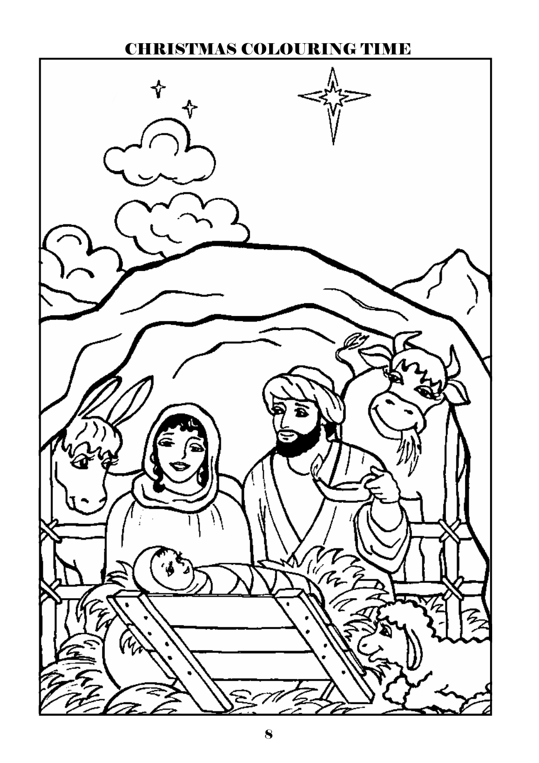# CHRISTMAS COLOURING TIME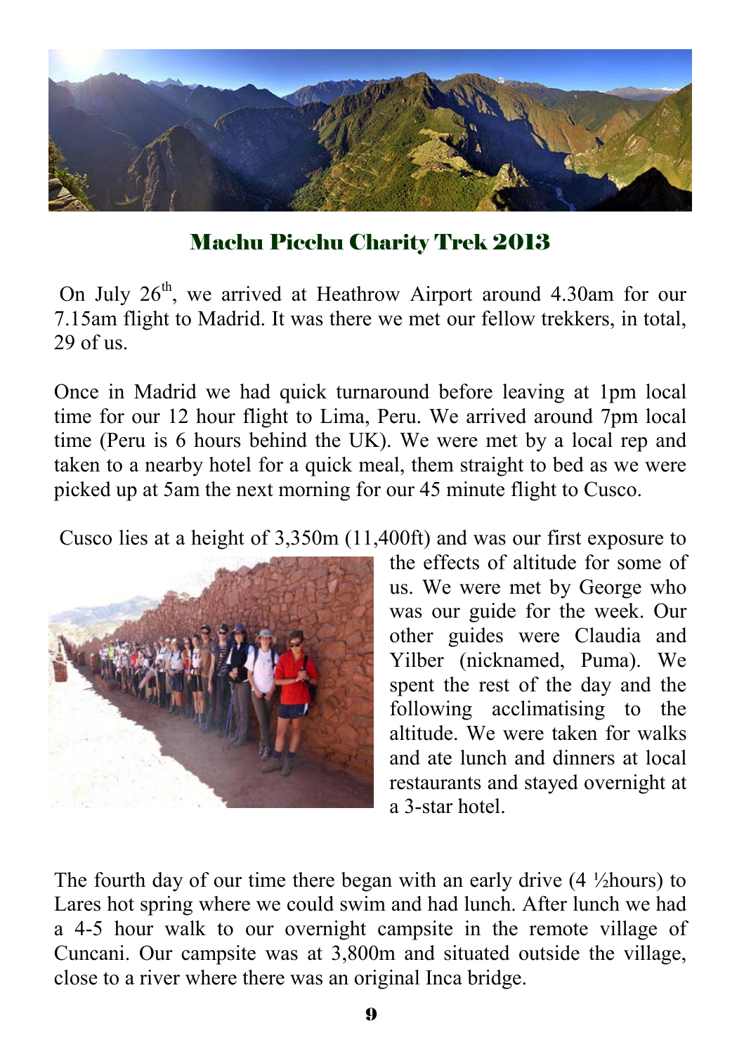## Machu Picchu Charity Trek 2013

On July 26th, we arrived at Heathrow Airport around 4.30am for our 7.15am flight to Madrid. It was there we met our fellow trekkers, in total, 29 of us.

Once in Madrid we had quick turnaround before leaving at 1pm local time for our 12 hour flight to Lima, Peru. We arrived around 7pm local time (Peru is 6 hours behind the UK). We were met by a local rep and taken to a nearby hotel for a quick meal, them straight to bed as we were picked up at 5am the next morning for our 45 minute flight to Cusco.

Cusco lies at a height of 3,350m (11,400ft) and was our first exposure to the effects of altitude for some of us. We were met by George who was our guide for the week. Our other guides were Claudia and Yilber (nicknamed, Puma). We spent the rest of the day and the following acclimatising to the altitude. We were taken for walks and ate lunch and dinners at local restaurants and stayed overnight at a 3-star hotel.

The fourth day of our time there began with an early drive (4 ½hours) to Lares hot spring where we could swim and had lunch. After lunch we had a 4-5 hour walk to our overnight campsite in the remote village of Cuncani. Our campsite was at 3,800m and situated outside the village, close to a river where there was an original Inca bridge.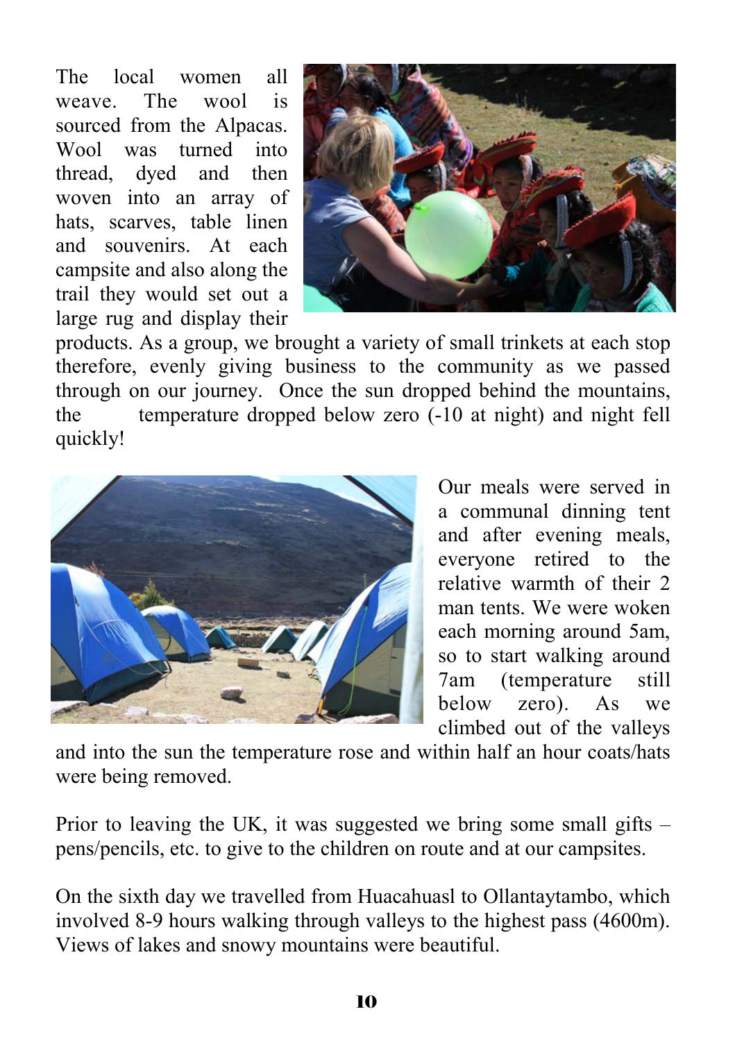The local women all weave. The wool is sourced from the Alpacas. Wool was turned into thread, dyed and then woven into an array of hats, scarves, table linen and souvenirs. At each campsite and also along the trail they would set out a large rug and display their products. As a group, we brought a variety of small trinkets at each stop therefore, evenly giving business to the community as we passed through on our journey. Once the sun dropped behind the mountains, the temperature dropped below zero (-10 at night) and night fell quickly!

Our meals were served in a communal dinning tent and after evening meals, everyone retired to the relative warmth of their 2 man tents. We were woken each morning around 5am, so to start walking around 7am (temperature still below zero). As we climbed out of the valleys and into the sun the temperature rose and within half an hour coats/hats were being removed.

Prior to leaving the UK, it was suggested we bring some small gifts – pens/pencils, etc. to give to the children on route and at our campsites.

On the sixth day we travelled from Huacahuasl to Ollantaytambo, which involved 8-9 hours walking through valleys to the highest pass (4600m). Views of lakes and snowy mountains were beautiful.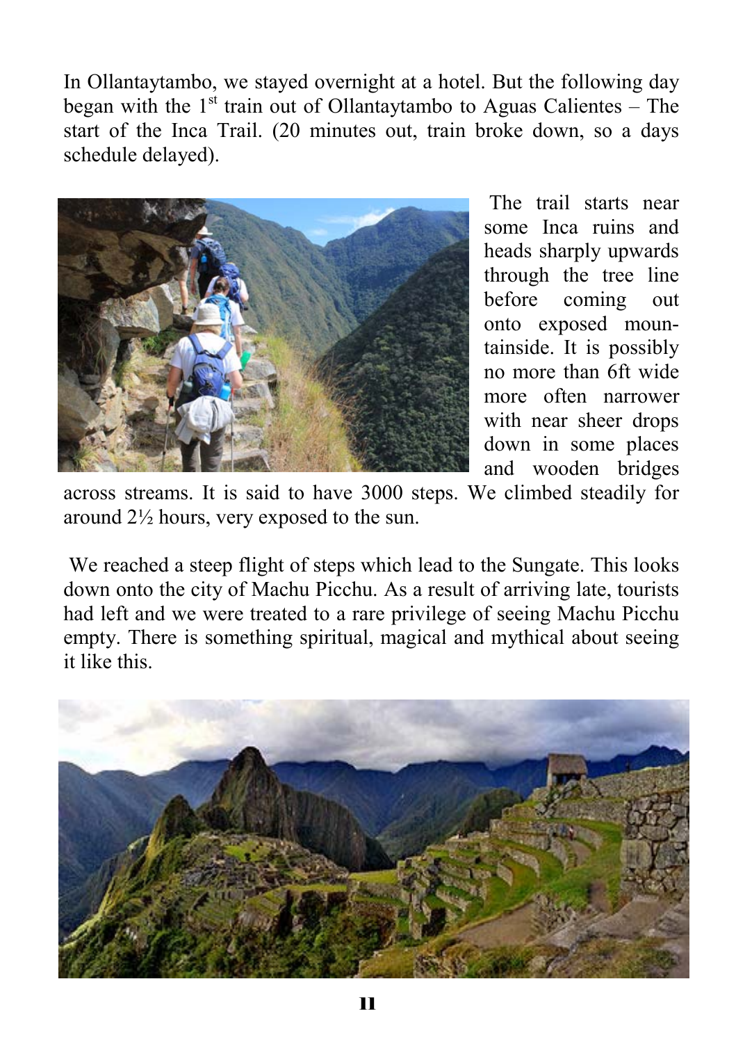In Ollantaytambo, we stayed overnight at a hotel. But the following day began with the 1st train out of Ollantaytambo to Aguas Calientes – The start of the Inca Trail. (20 minutes out, train broke down, so a days schedule delayed).

The trail starts near some Inca ruins and heads sharply upwards through the tree line before coming out onto exposed mountainside. It is possibly no more than 6ft wide more often narrower with near sheer drops down in some places and wooden bridges across streams. It is said to have 3000 steps. We climbed steadily for around 2½ hours, very exposed to the sun.

We reached a steep flight of steps which lead to the Sungate. This looks down onto the city of Machu Picchu. As a result of arriving late, tourists had left and we were treated to a rare privilege of seeing Machu Picchu empty. There is something spiritual, magical and mythical about seeing it like this.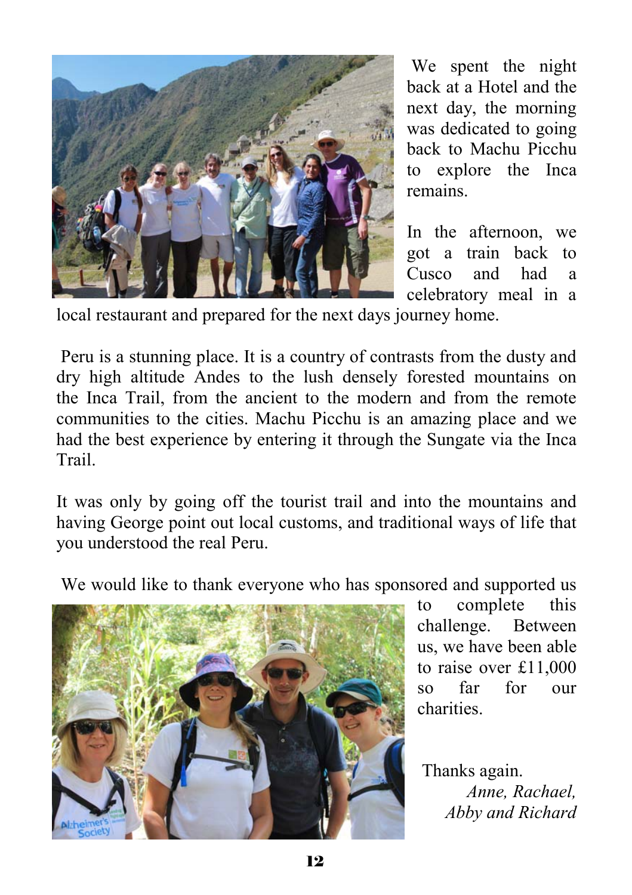We spent the night back at a Hotel and the next day, the morning was dedicated to going back to Machu Picchu to explore the Inca remains.

In the afternoon, we got a train back to Cusco and had a celebratory meal in a local restaurant and prepared for the next days journey home.

Peru is a stunning place. It is a country of contrasts from the dusty and dry high altitude Andes to the lush densely forested mountains on the Inca Trail, from the ancient to the modern and from the remote communities to the cities. Machu Picchu is an amazing place and we had the best experience by entering it through the Sungate via the Inca Trail.

It was only by going off the tourist trail and into the mountains and having George point out local customs, and traditional ways of life that you understood the real Peru.

We would like to thank everyone who has sponsored and supported us to complete this challenge. Between us, we have been able to raise over £11,000 so far for our charities.

Thanks again.

*Anne, Rachael, Abby and Richard*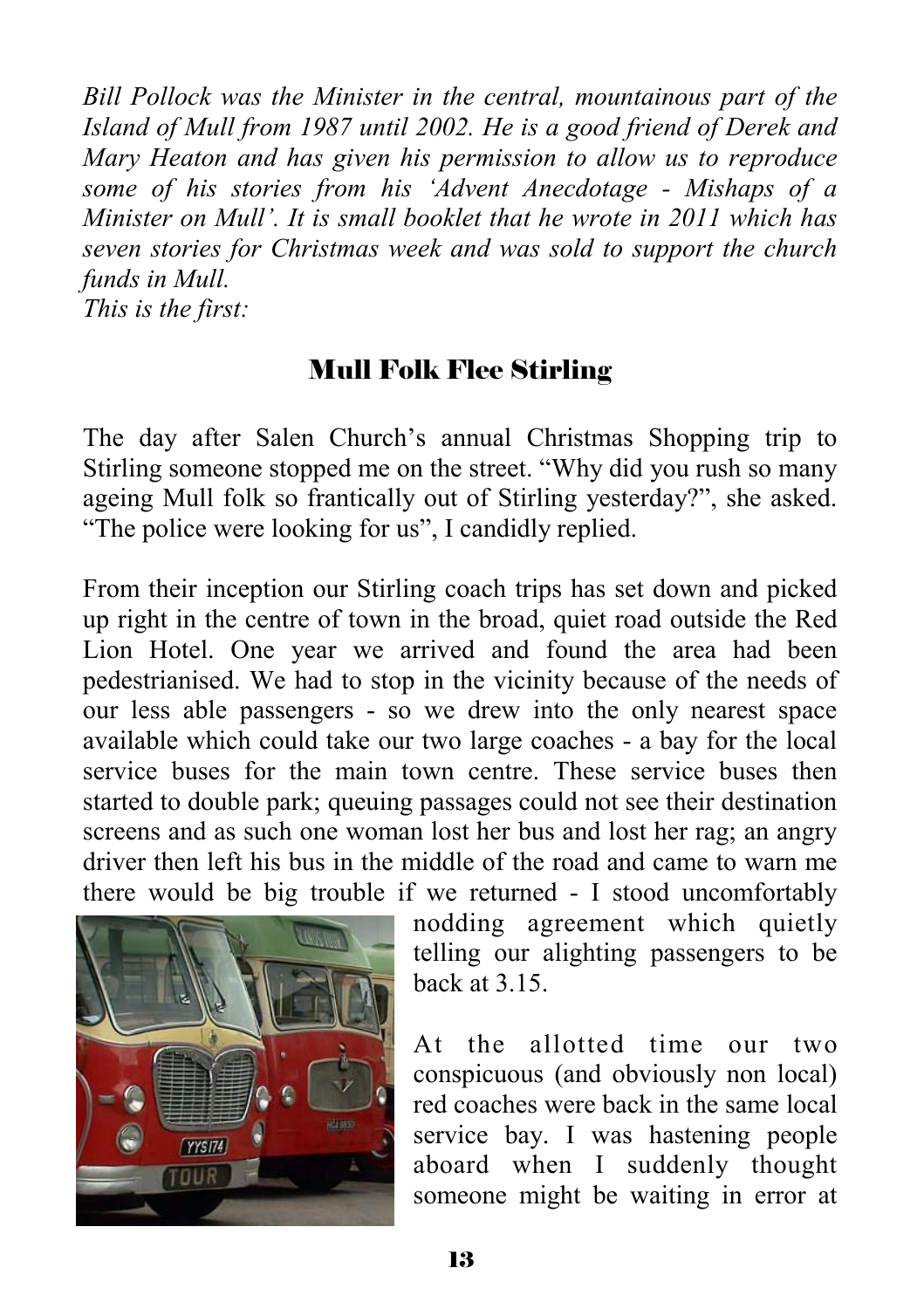*Bill Pollock was the Minister in the central, mountainous part of the Island of Mull from 1987 until 2002. He is a good friend of Derek and Mary Heaton and has given his permission to allow us to reproduce some of his stories from his 'Advent Anecdotage - Mishaps of a Minister on Mull'. It is small booklet that he wrote in 2011 which has seven stories for Christmas week and was sold to support the church funds in Mull.*
*This is the first:*

## Mull Folk Flee Stirling

The day after Salen Church's annual Christmas Shopping trip to Stirling someone stopped me on the street. "Why did you rush so many ageing Mull folk so frantically out of Stirling yesterday?", she asked. "The police were looking for us", I candidly replied.

From their inception our Stirling coach trips has set down and picked up right in the centre of town in the broad, quiet road outside the Red Lion Hotel. One year we arrived and found the area had been pedestrianised. We had to stop in the vicinity because of the needs of our less able passengers - so we drew into the only nearest space available which could take our two large coaches - a bay for the local service buses for the main town centre. These service buses then started to double park; queuing passages could not see their destination screens and as such one woman lost her bus and lost her rag; an angry driver then left his bus in the middle of the road and came to warn me there would be big trouble if we returned - I stood uncomfortably nodding agreement which quietly telling our alighting passengers to be back at 3.15.

At the allotted time our two conspicuous (and obviously non local) red coaches were back in the same local service bay. I was hastening people aboard when I suddenly thought someone might be waiting in error at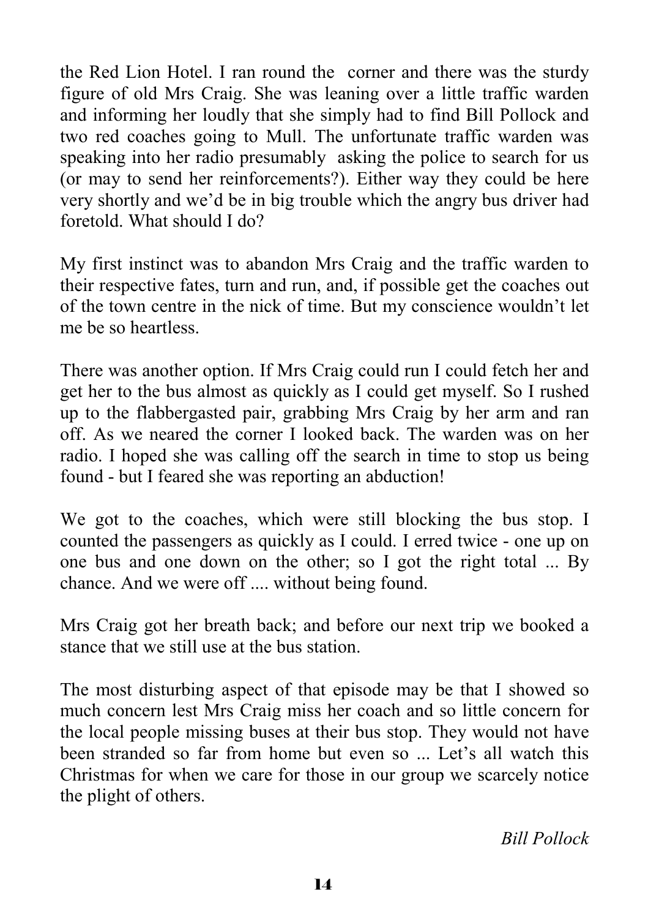the Red Lion Hotel. I ran round the corner and there was the sturdy figure of old Mrs Craig. She was leaning over a little traffic warden and informing her loudly that she simply had to find Bill Pollock and two red coaches going to Mull. The unfortunate traffic warden was speaking into her radio presumably asking the police to search for us (or may to send her reinforcements?). Either way they could be here very shortly and we'd be in big trouble which the angry bus driver had foretold. What should I do?

My first instinct was to abandon Mrs Craig and the traffic warden to their respective fates, turn and run, and, if possible get the coaches out of the town centre in the nick of time. But my conscience wouldn't let me be so heartless.

There was another option. If Mrs Craig could run I could fetch her and get her to the bus almost as quickly as I could get myself. So I rushed up to the flabbergasted pair, grabbing Mrs Craig by her arm and ran off. As we neared the corner I looked back. The warden was on her radio. I hoped she was calling off the search in time to stop us being found - but I feared she was reporting an abduction!

We got to the coaches, which were still blocking the bus stop. I counted the passengers as quickly as I could. I erred twice - one up on one bus and one down on the other; so I got the right total ... By chance. And we were off .... without being found.

Mrs Craig got her breath back; and before our next trip we booked a stance that we still use at the bus station.

The most disturbing aspect of that episode may be that I showed so much concern lest Mrs Craig miss her coach and so little concern for the local people missing buses at their bus stop. They would not have been stranded so far from home but even so ... Let's all watch this Christmas for when we care for those in our group we scarcely notice the plight of others.

*Bill Pollock*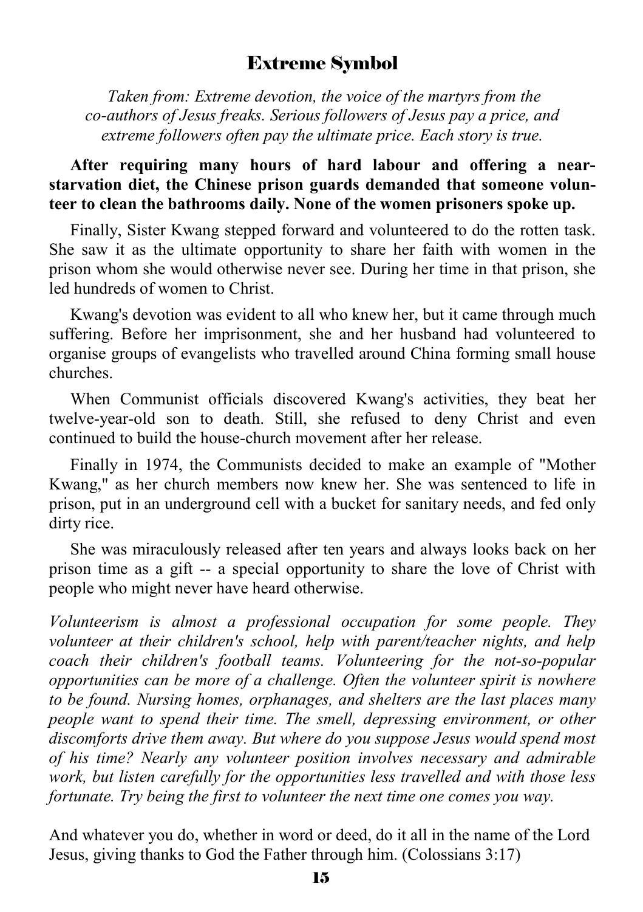## Extreme Symbol

*Taken from: Extreme devotion, the voice of the martyrs from the co-authors of Jesus freaks. Serious followers of Jesus pay a price, and extreme followers often pay the ultimate price. Each story is true.*

**After requiring many hours of hard labour and offering a near-starvation diet, the Chinese prison guards demanded that someone volunteer to clean the bathrooms daily. None of the women prisoners spoke up.**

Finally, Sister Kwang stepped forward and volunteered to do the rotten task. She saw it as the ultimate opportunity to share her faith with women in the prison whom she would otherwise never see. During her time in that prison, she led hundreds of women to Christ.

Kwang's devotion was evident to all who knew her, but it came through much suffering. Before her imprisonment, she and her husband had volunteered to organise groups of evangelists who travelled around China forming small house churches.

When Communist officials discovered Kwang's activities, they beat her twelve-year-old son to death. Still, she refused to deny Christ and even continued to build the house-church movement after her release.

Finally in 1974, the Communists decided to make an example of "Mother Kwang," as her church members now knew her. She was sentenced to life in prison, put in an underground cell with a bucket for sanitary needs, and fed only dirty rice.

She was miraculously released after ten years and always looks back on her prison time as a gift -- a special opportunity to share the love of Christ with people who might never have heard otherwise.

*Volunteerism is almost a professional occupation for some people. They volunteer at their children's school, help with parent/teacher nights, and help coach their children's football teams. Volunteering for the not-so-popular opportunities can be more of a challenge. Often the volunteer spirit is nowhere to be found. Nursing homes, orphanages, and shelters are the last places many people want to spend their time. The smell, depressing environment, or other discomforts drive them away. But where do you suppose Jesus would spend most of his time? Nearly any volunteer position involves necessary and admirable work, but listen carefully for the opportunities less travelled and with those less fortunate. Try being the first to volunteer the next time one comes you way.*

And whatever you do, whether in word or deed, do it all in the name of the Lord Jesus, giving thanks to God the Father through him. (Colossians 3:17)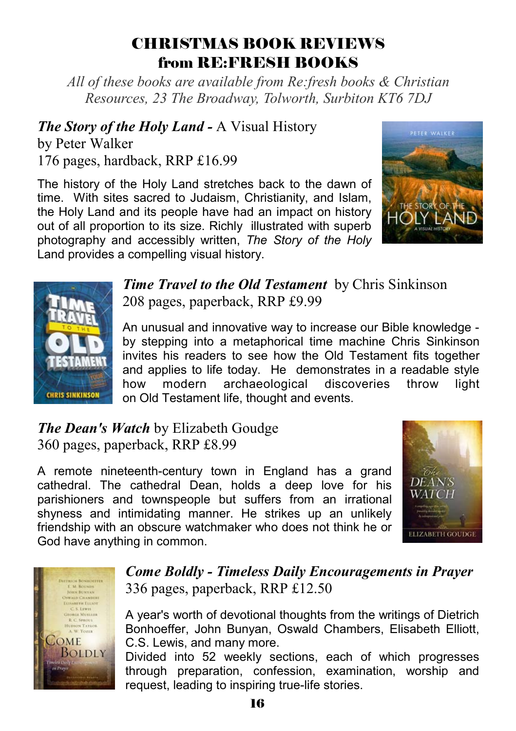# CHRISTMAS BOOK REVIEWS
# from RE:FRESH BOOKS

*All of these books are available from Re:fresh books & Christian Resources, 23 The Broadway, Tolworth, Surbiton KT6 7DJ*

***The Story of the Holy Land -*** A Visual History
by Peter Walker
176 pages, hardback, RRP £16.99

The history of the Holy Land stretches back to the dawn of time. With sites sacred to Judaism, Christianity, and Islam, the Holy Land and its people have had an impact on history out of all proportion to its size. Richly illustrated with superb photography and accessibly written, *The Story of the Holy* Land provides a compelling visual history.

***Time Travel to the Old Testament*** by Chris Sinkinson
208 pages, paperback, RRP £9.99

An unusual and innovative way to increase our Bible knowledge - by stepping into a metaphorical time machine Chris Sinkinson invites his readers to see how the Old Testament fits together and applies to life today. He demonstrates in a readable style how modern archaeological discoveries throw light on Old Testament life, thought and events.

***The Dean's Watch*** by Elizabeth Goudge
360 pages, paperback, RRP £8.99

A remote nineteenth-century town in England has a grand cathedral. The cathedral Dean, holds a deep love for his parishioners and townspeople but suffers from an irrational shyness and intimidating manner. He strikes up an unlikely friendship with an obscure watchmaker who does not think he or God have anything in common.

***Come Boldly - Timeless Daily Encouragements in Prayer***
336 pages, paperback, RRP £12.50

A year's worth of devotional thoughts from the writings of Dietrich Bonhoeffer, John Bunyan, Oswald Chambers, Elisabeth Elliott, C.S. Lewis, and many more.
Divided into 52 weekly sections, each of which progresses through preparation, confession, examination, worship and request, leading to inspiring true-life stories.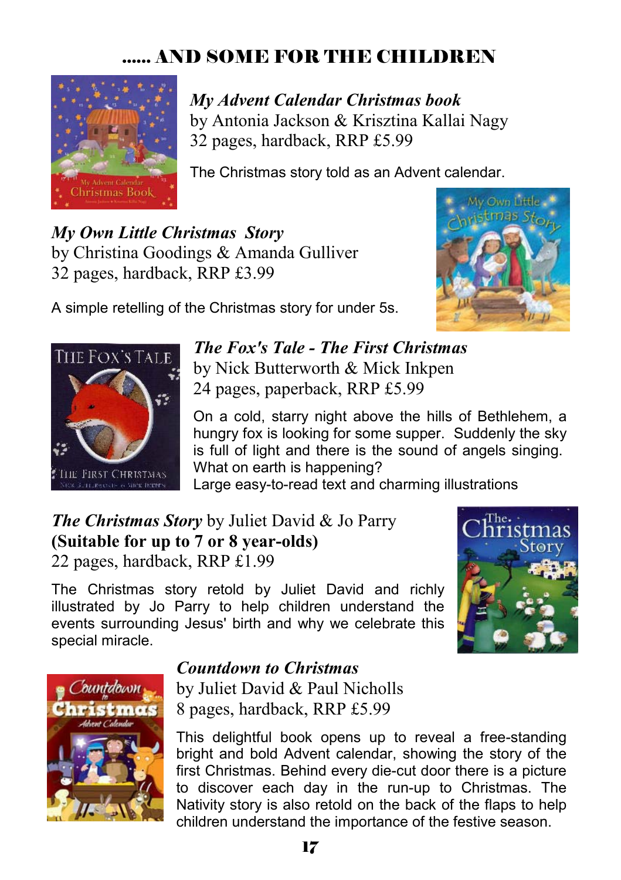## ...... AND SOME FOR THE CHILDREN

***My Advent Calendar Christmas book***
by Antonia Jackson & Krisztina Kallai Nagy
32 pages, hardback, RRP £5.99

The Christmas story told as an Advent calendar.

***My Own Little Christmas Story***
by Christina Goodings & Amanda Gulliver
32 pages, hardback, RRP £3.99

A simple retelling of the Christmas story for under 5s.

***The Fox's Tale - The First Christmas***
by Nick Butterworth & Mick Inkpen
24 pages, paperback, RRP £5.99

On a cold, starry night above the hills of Bethlehem, a hungry fox is looking for some supper. Suddenly the sky is full of light and there is the sound of angels singing. What on earth is happening?
Large easy-to-read text and charming illustrations

***The Christmas Story*** by Juliet David & Jo Parry
**(Suitable for up to 7 or 8 year-olds)**
22 pages, hardback, RRP £1.99

The Christmas story retold by Juliet David and richly illustrated by Jo Parry to help children understand the events surrounding Jesus' birth and why we celebrate this special miracle.

***Countdown to Christmas***
by Juliet David & Paul Nicholls
8 pages, hardback, RRP £5.99

This delightful book opens up to reveal a free-standing bright and bold Advent calendar, showing the story of the first Christmas. Behind every die-cut door there is a picture to discover each day in the run-up to Christmas. The Nativity story is also retold on the back of the flaps to help children understand the importance of the festive season.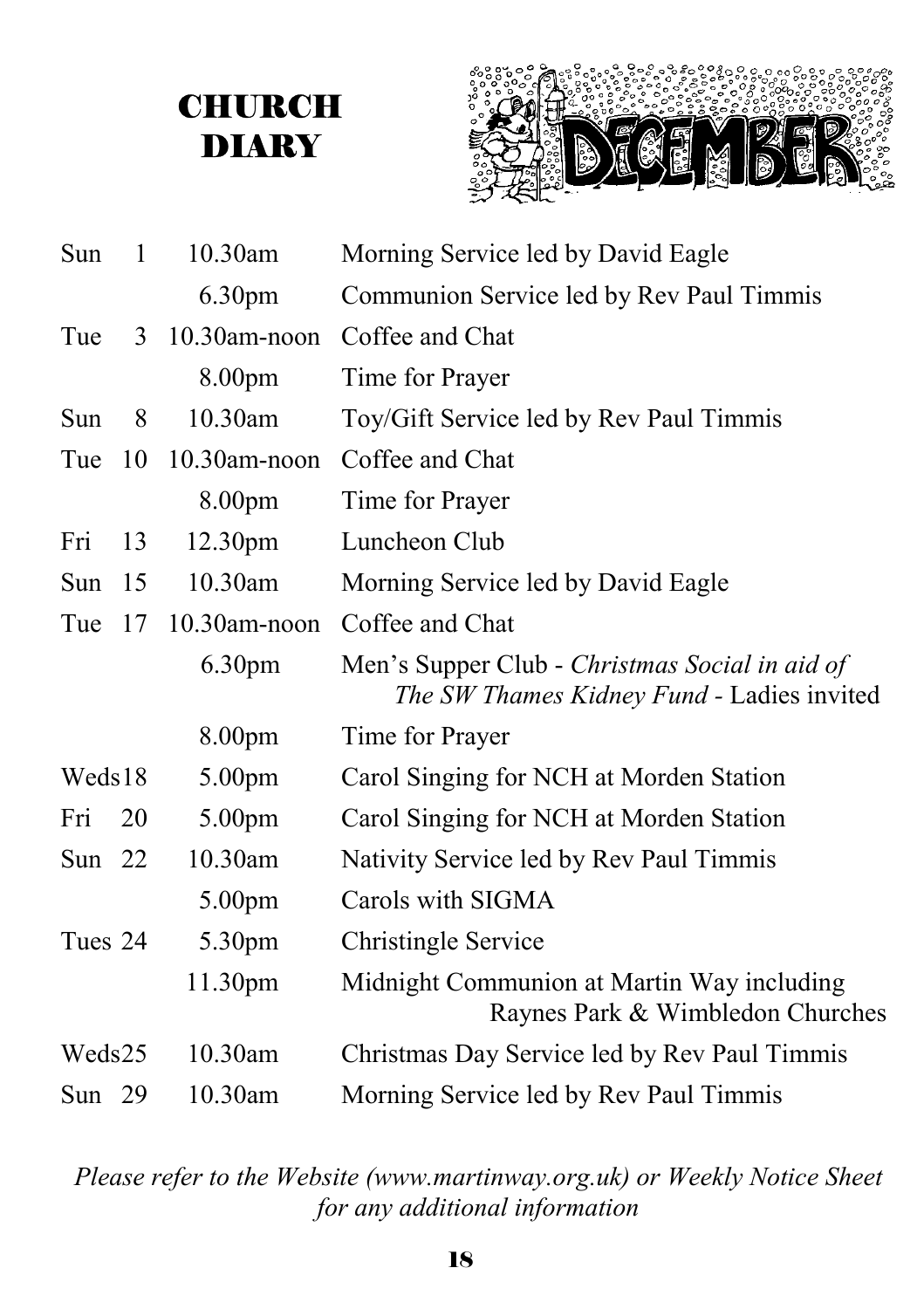# CHURCH DIARY

DECEMBER

| | | | |
|---|---|---|---|
| Sun | 1 | 10.30am | Morning Service led by David Eagle |
| | | 6.30pm | Communion Service led by Rev Paul Timmis |
| Tue | 3 | 10.30am-noon | Coffee and Chat |
| | | 8.00pm | Time for Prayer |
| Sun | 8 | 10.30am | Toy/Gift Service led by Rev Paul Timmis |
| Tue | 10 | 10.30am-noon | Coffee and Chat |
| | | 8.00pm | Time for Prayer |
| Fri | 13 | 12.30pm | Luncheon Club |
| Sun | 15 | 10.30am | Morning Service led by David Eagle |
| Tue | 17 | 10.30am-noon | Coffee and Chat |
| | | 6.30pm | Men's Supper Club - *Christmas Social in aid of The SW Thames Kidney Fund* - Ladies invited |
| | | 8.00pm | Time for Prayer |
| Weds | 18 | 5.00pm | Carol Singing for NCH at Morden Station |
| Fri | 20 | 5.00pm | Carol Singing for NCH at Morden Station |
| Sun | 22 | 10.30am | Nativity Service led by Rev Paul Timmis |
| | | 5.00pm | Carols with SIGMA |
| Tues | 24 | 5.30pm | Christingle Service |
| | | 11.30pm | Midnight Communion at Martin Way including Raynes Park & Wimbledon Churches |
| Weds | 25 | 10.30am | Christmas Day Service led by Rev Paul Timmis |
| Sun | 29 | 10.30am | Morning Service led by Rev Paul Timmis |

*Please refer to the Website (www.martinway.org.uk) or Weekly Notice Sheet for any additional information*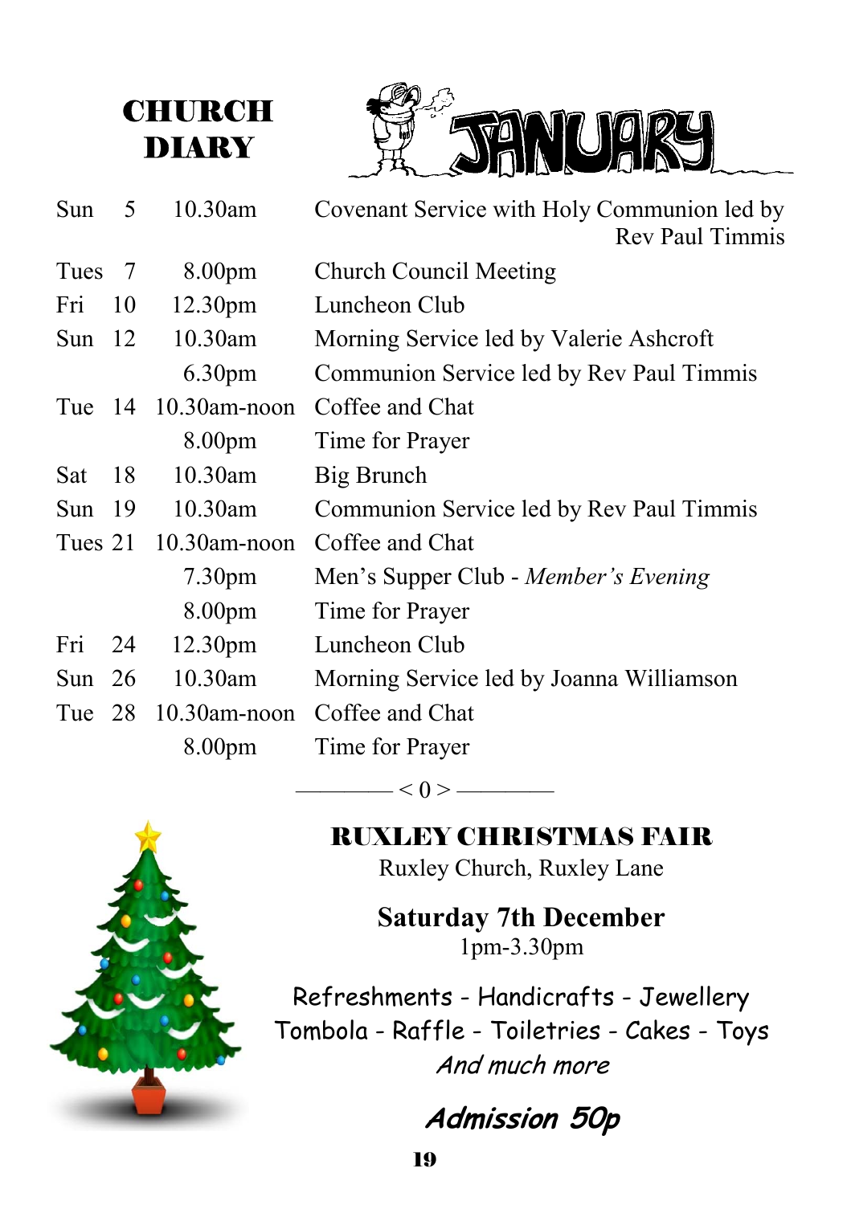# CHURCH DIARY

## JANUARY

| | | | |
|---|---|---|---|
| Sun | 5 | 10.30am | Covenant Service with Holy Communion led by Rev Paul Timmis |
| Tues | 7 | 8.00pm | Church Council Meeting |
| Fri | 10 | 12.30pm | Luncheon Club |
| Sun | 12 | 10.30am | Morning Service led by Valerie Ashcroft |
| | | 6.30pm | Communion Service led by Rev Paul Timmis |
| Tue | 14 | 10.30am-noon | Coffee and Chat |
| | | 8.00pm | Time for Prayer |
| Sat | 18 | 10.30am | Big Brunch |
| Sun | 19 | 10.30am | Communion Service led by Rev Paul Timmis |
| Tues | 21 | 10.30am-noon | Coffee and Chat |
| | | 7.30pm | Men's Supper Club - *Member's Evening* |
| | | 8.00pm | Time for Prayer |
| Fri | 24 | 12.30pm | Luncheon Club |
| Sun | 26 | 10.30am | Morning Service led by Joanna Williamson |
| Tue | 28 | 10.30am-noon | Coffee and Chat |
| | | 8.00pm | Time for Prayer |

———— < 0 > ————

## RUXLEY CHRISTMAS FAIR

Ruxley Church, Ruxley Lane

**Saturday 7th December**

1pm-3.30pm

Refreshments - Handicrafts - Jewellery
Tombola - Raffle - Toiletries - Cakes - Toys
*And much more*

***Admission 50p***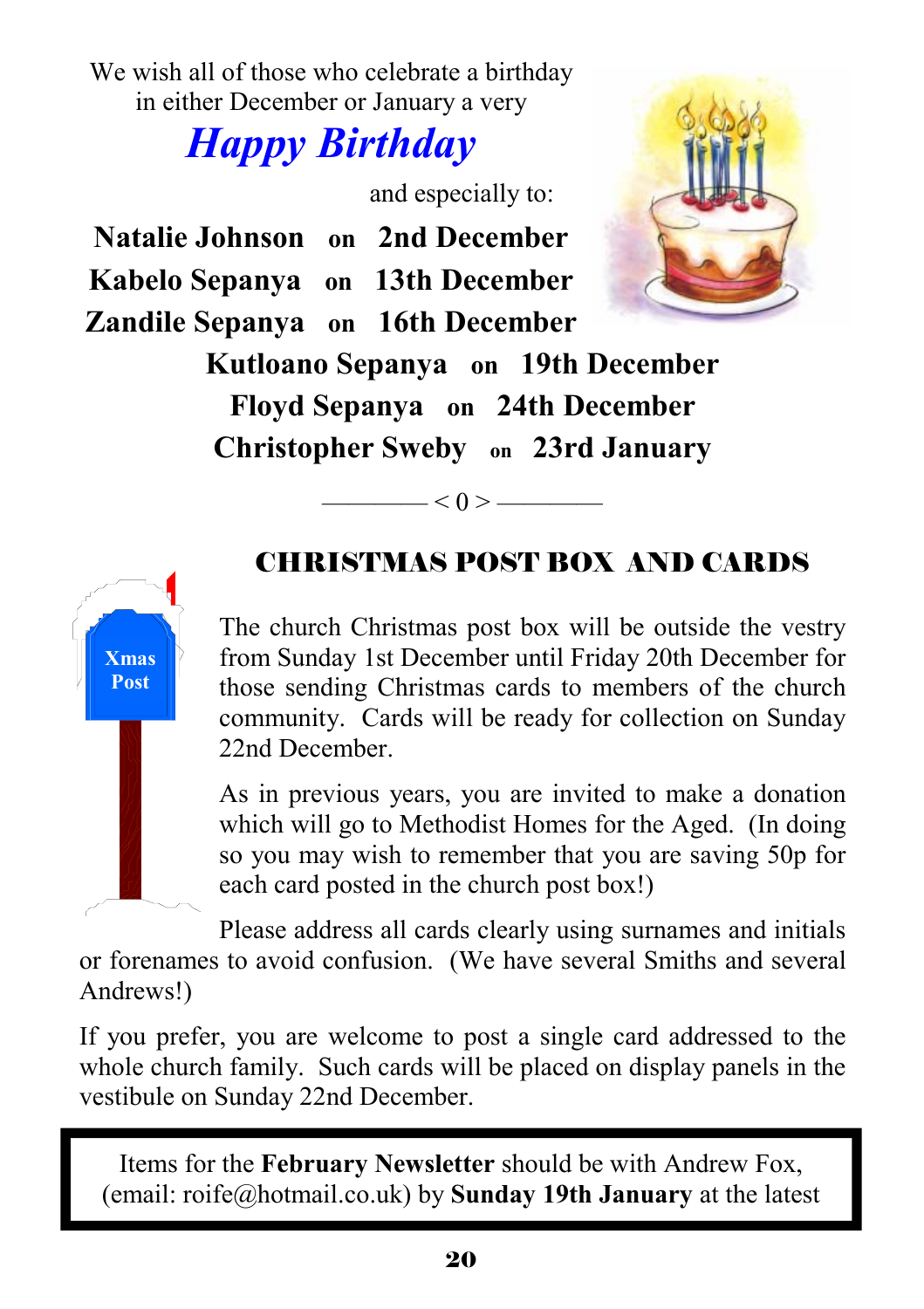We wish all of those who celebrate a birthday in either December or January a very

## *Happy Birthday*

and especially to:

**Natalie Johnson** on **2nd December**
**Kabelo Sepanya** on **13th December**
**Zandile Sepanya** on **16th December**
**Kutloano Sepanya** on **19th December**
**Floyd Sepanya** on **24th December**
**Christopher Sweby** on **23rd January**

———— < 0 > ————

## CHRISTMAS POST BOX AND CARDS

Xmas Post

The church Christmas post box will be outside the vestry from Sunday 1st December until Friday 20th December for those sending Christmas cards to members of the church community. Cards will be ready for collection on Sunday 22nd December.

As in previous years, you are invited to make a donation which will go to Methodist Homes for the Aged. (In doing so you may wish to remember that you are saving 50p for each card posted in the church post box!)

Please address all cards clearly using surnames and initials or forenames to avoid confusion. (We have several Smiths and several Andrews!)

If you prefer, you are welcome to post a single card addressed to the whole church family. Such cards will be placed on display panels in the vestibule on Sunday 22nd December.

Items for the **February Newsletter** should be with Andrew Fox, (email: roife@hotmail.co.uk) by **Sunday 19th January** at the latest